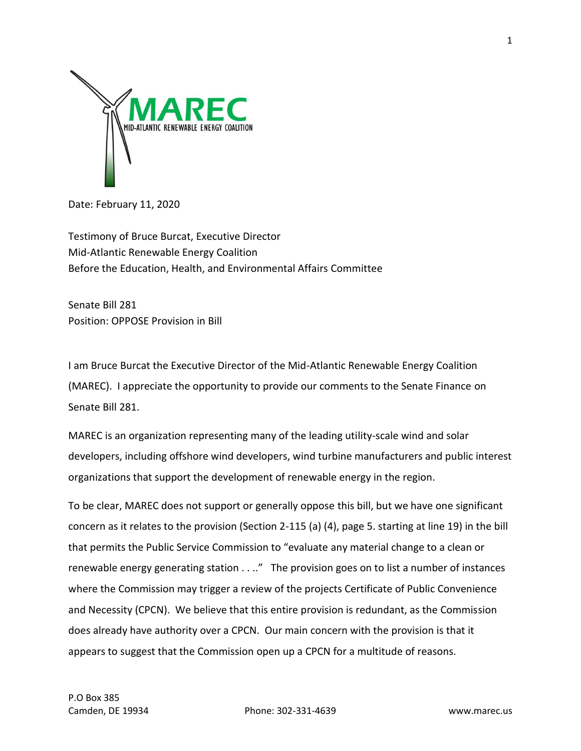MAREC

MID-ATLANTIC RENEWABLE ENERGY COALITION

Date: February 11, 2020

Testimony of Bruce Burcat, Executive Director
Mid-Atlantic Renewable Energy Coalition
Before the Education, Health, and Environmental Affairs Committee

Senate Bill 281
Position: OPPOSE Provision in Bill

I am Bruce Burcat the Executive Director of the Mid-Atlantic Renewable Energy Coalition (MAREC). I appreciate the opportunity to provide our comments to the Senate Finance on Senate Bill 281.

MAREC is an organization representing many of the leading utility-scale wind and solar developers, including offshore wind developers, wind turbine manufacturers and public interest organizations that support the development of renewable energy in the region.

To be clear, MAREC does not support or generally oppose this bill, but we have one significant concern as it relates to the provision (Section 2-115 (a) (4), page 5. starting at line 19) in the bill that permits the Public Service Commission to "evaluate any material change to a clean or renewable energy generating station . . .." The provision goes on to list a number of instances where the Commission may trigger a review of the projects Certificate of Public Convenience and Necessity (CPCN). We believe that this entire provision is redundant, as the Commission does already have authority over a CPCN. Our main concern with the provision is that it appears to suggest that the Commission open up a CPCN for a multitude of reasons.

P.O Box 385
Camden, DE 19934 Phone: 302-331-4639 www.marec.us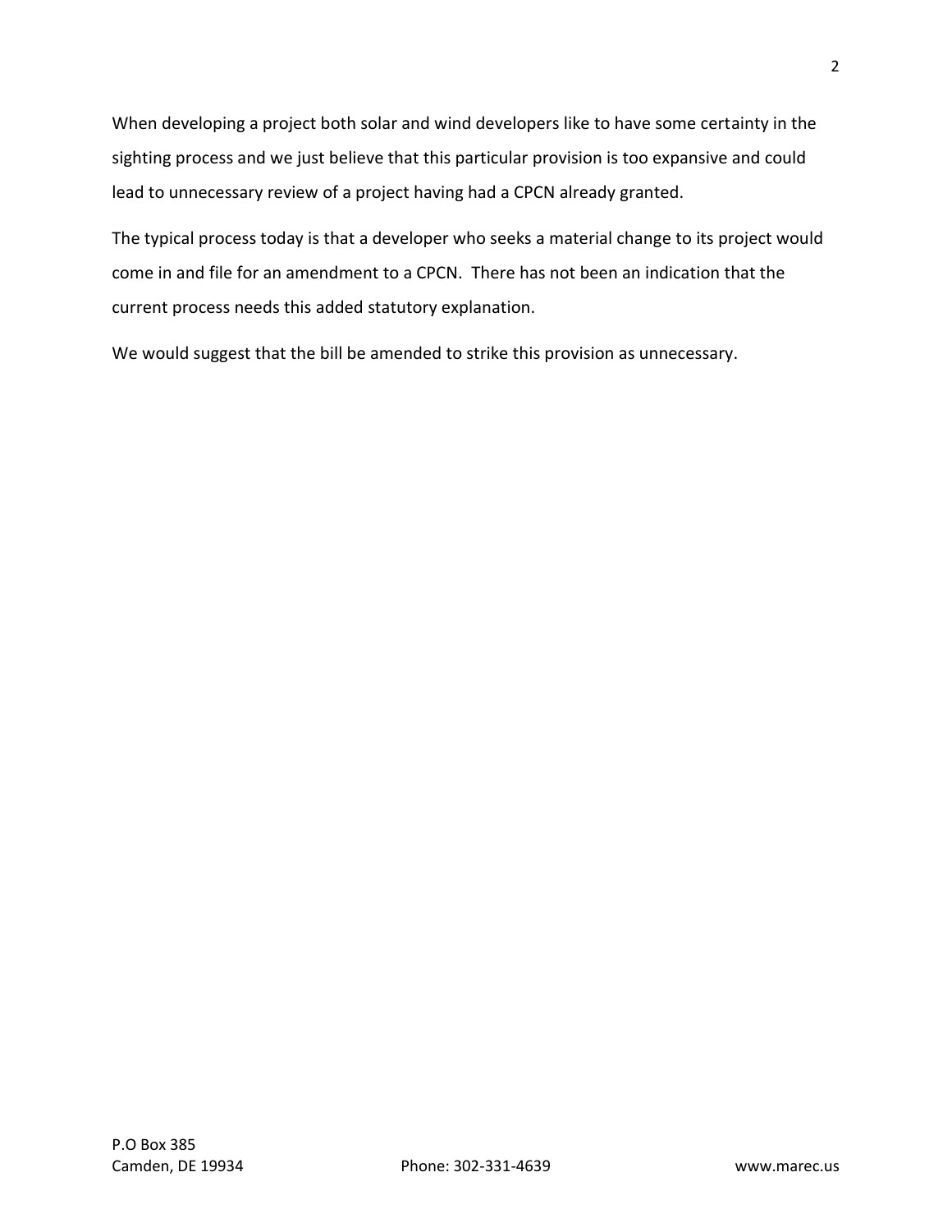When developing a project both solar and wind developers like to have some certainty in the sighting process and we just believe that this particular provision is too expansive and could lead to unnecessary review of a project having had a CPCN already granted.

The typical process today is that a developer who seeks a material change to its project would come in and file for an amendment to a CPCN. There has not been an indication that the current process needs this added statutory explanation.

We would suggest that the bill be amended to strike this provision as unnecessary.